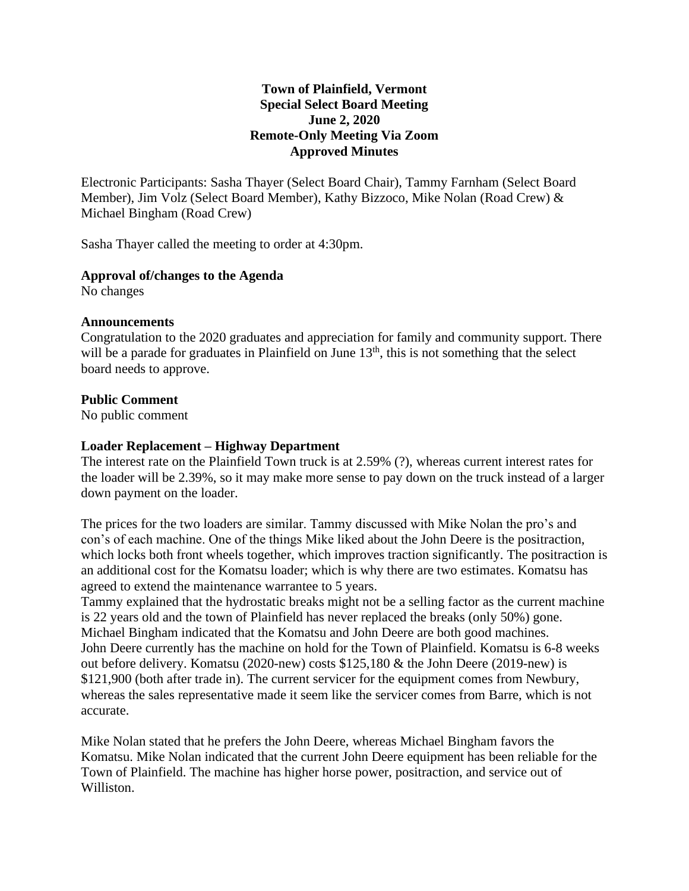**Town of Plainfield, Vermont**
**Special Select Board Meeting**
**June 2, 2020**
**Remote-Only Meeting Via Zoom**
**Approved Minutes**

Electronic Participants: Sasha Thayer (Select Board Chair), Tammy Farnham (Select Board Member), Jim Volz (Select Board Member), Kathy Bizzoco, Mike Nolan (Road Crew) & Michael Bingham (Road Crew)

Sasha Thayer called the meeting to order at 4:30pm.

**Approval of/changes to the Agenda**
No changes

**Announcements**
Congratulation to the 2020 graduates and appreciation for family and community support. There will be a parade for graduates in Plainfield on June 13th, this is not something that the select board needs to approve.

**Public Comment**
No public comment

**Loader Replacement – Highway Department**
The interest rate on the Plainfield Town truck is at 2.59% (?), whereas current interest rates for the loader will be 2.39%, so it may make more sense to pay down on the truck instead of a larger down payment on the loader.

The prices for the two loaders are similar. Tammy discussed with Mike Nolan the pro's and con's of each machine. One of the things Mike liked about the John Deere is the positraction, which locks both front wheels together, which improves traction significantly. The positraction is an additional cost for the Komatsu loader; which is why there are two estimates. Komatsu has agreed to extend the maintenance warrantee to 5 years.
Tammy explained that the hydrostatic breaks might not be a selling factor as the current machine is 22 years old and the town of Plainfield has never replaced the breaks (only 50%) gone.
Michael Bingham indicated that the Komatsu and John Deere are both good machines.
John Deere currently has the machine on hold for the Town of Plainfield. Komatsu is 6-8 weeks out before delivery. Komatsu (2020-new) costs $125,180 & the John Deere (2019-new) is $121,900 (both after trade in). The current servicer for the equipment comes from Newbury, whereas the sales representative made it seem like the servicer comes from Barre, which is not accurate.

Mike Nolan stated that he prefers the John Deere, whereas Michael Bingham favors the Komatsu. Mike Nolan indicated that the current John Deere equipment has been reliable for the Town of Plainfield. The machine has higher horse power, positraction, and service out of Williston.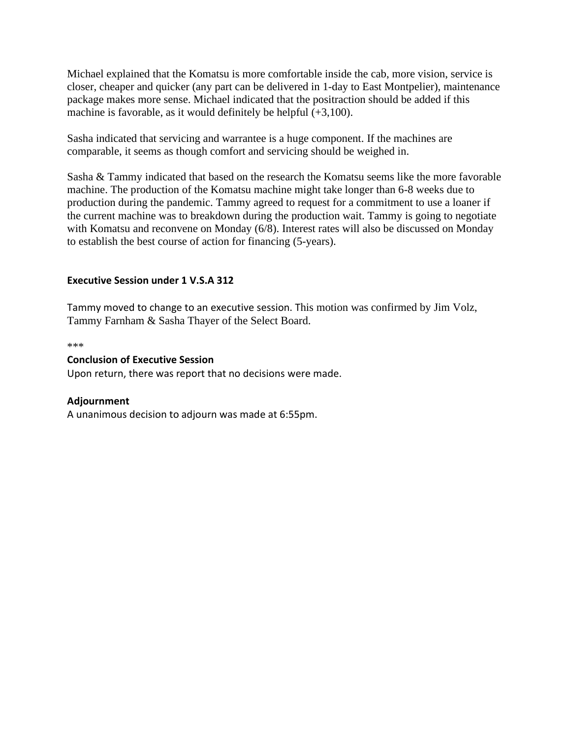Michael explained that the Komatsu is more comfortable inside the cab, more vision, service is closer, cheaper and quicker (any part can be delivered in 1-day to East Montpelier), maintenance package makes more sense. Michael indicated that the positraction should be added if this machine is favorable, as it would definitely be helpful (+3,100).

Sasha indicated that servicing and warrantee is a huge component. If the machines are comparable, it seems as though comfort and servicing should be weighed in.

Sasha & Tammy indicated that based on the research the Komatsu seems like the more favorable machine. The production of the Komatsu machine might take longer than 6-8 weeks due to production during the pandemic. Tammy agreed to request for a commitment to use a loaner if the current machine was to breakdown during the production wait. Tammy is going to negotiate with Komatsu and reconvene on Monday (6/8). Interest rates will also be discussed on Monday to establish the best course of action for financing (5-years).

**Executive Session under 1 V.S.A 312**

Tammy moved to change to an executive session. This motion was confirmed by Jim Volz, Tammy Farnham & Sasha Thayer of the Select Board.

***

**Conclusion of Executive Session**

Upon return, there was report that no decisions were made.

**Adjournment**

A unanimous decision to adjourn was made at 6:55pm.